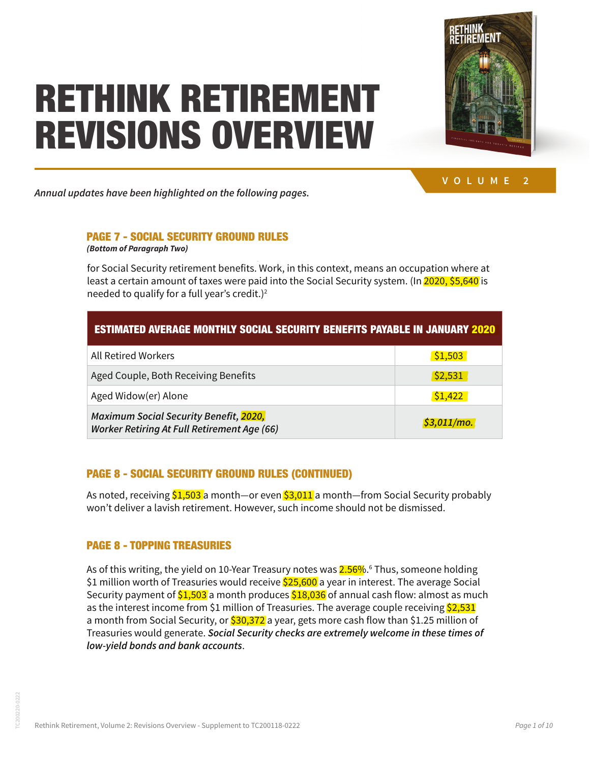# RETHINK RETIREMENT REVISIONS OVERVIEW

VOLUME 2

*Annual updates have been highlighted on the following pages.*

## PAGE 7 - SOCIAL SECURITY GROUND RULES

***(Bottom of Paragraph Two)***

for Social Security retirement benefits. Work, in this context, means an occupation where at least a certain amount of taxes were paid into the Social Security system. (In 2020, $5,640 is needed to qualify for a full year's credit.)[2]

| ESTIMATED AVERAGE MONTHLY SOCIAL SECURITY BENEFITS PAYABLE IN JANUARY 2020 | |
|---|---|
| All Retired Workers | $1,503 |
| Aged Couple, Both Receiving Benefits | $2,531 |
| Aged Widow(er) Alone | $1,422 |
| *Maximum Social Security Benefit, 2020, Worker Retiring At Full Retirement Age (66)* | *$3,011/mo.* |

## PAGE 8 - SOCIAL SECURITY GROUND RULES (CONTINUED)

As noted, receiving $1,503 a month—or even $3,011 a month—from Social Security probably won't deliver a lavish retirement. However, such income should not be dismissed.

## PAGE 8 - TOPPING TREASURIES

As of this writing, the yield on 10-Year Treasury notes was 2.56%.[6] Thus, someone holding $1 million worth of Treasuries would receive $25,600 a year in interest. The average Social Security payment of $1,503 a month produces $18,036 of annual cash flow: almost as much as the interest income from $1 million of Treasuries. The average couple receiving $2,531 a month from Social Security, or $30,372 a year, gets more cash flow than $1.25 million of Treasuries would generate. ***Social Security checks are extremely welcome in these times of low-yield bonds and bank accounts***.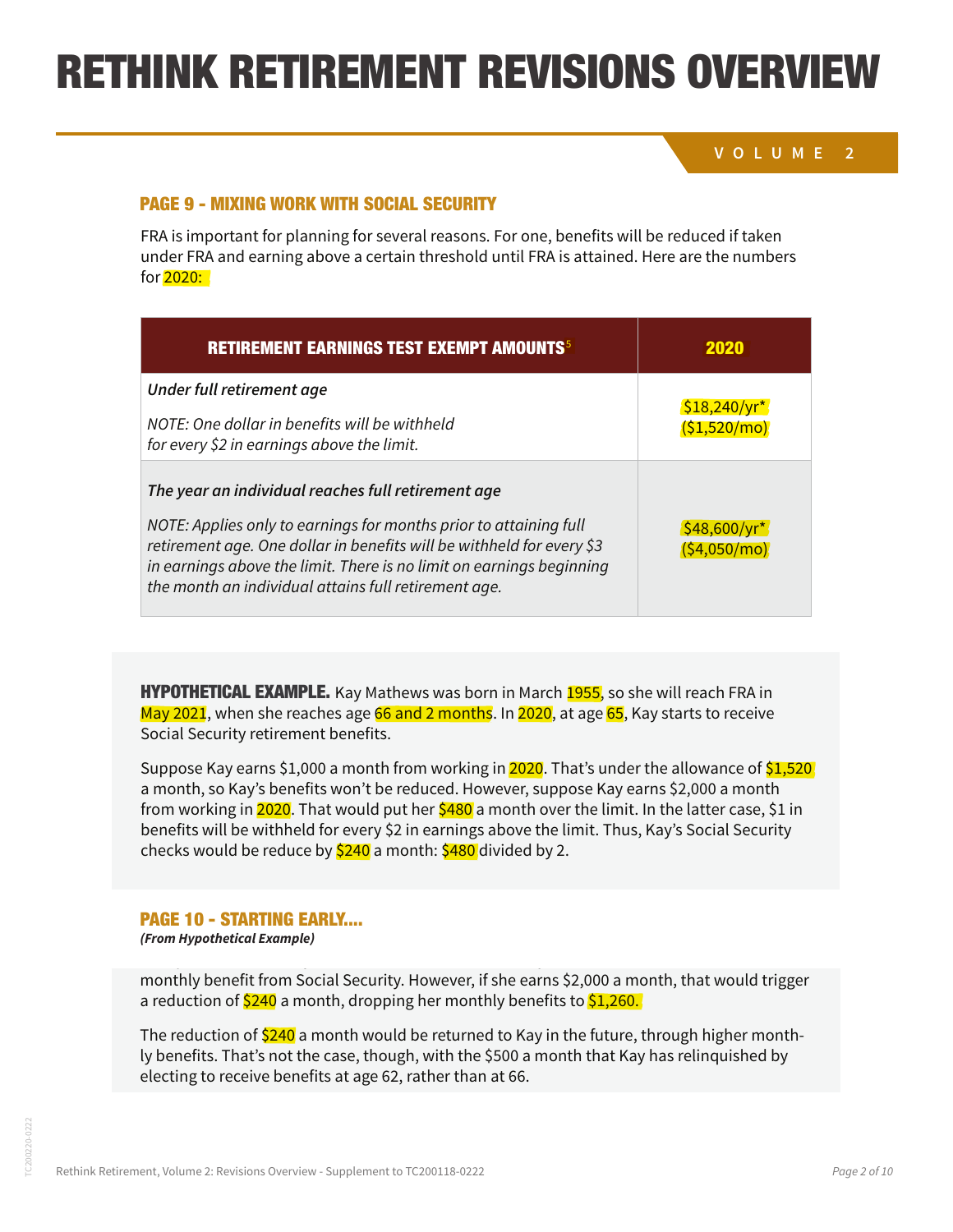# RETHINK RETIREMENT REVISIONS OVERVIEW

**VOLUME 2**

## PAGE 9 - MIXING WORK WITH SOCIAL SECURITY

FRA is important for planning for several reasons. For one, benefits will be reduced if taken under FRA and earning above a certain threshold until FRA is attained. Here are the numbers for 2020:

| RETIREMENT EARNINGS TEST EXEMPT AMOUNTS[5] | 2020 |
|---|---|
| ***Under full retirement age*** <br> *NOTE: One dollar in benefits will be withheld for every $2 in earnings above the limit.* | $18,240/yr* ($1,520/mo) |
| ***The year an individual reaches full retirement age*** <br> *NOTE: Applies only to earnings for months prior to attaining full retirement age. One dollar in benefits will be withheld for every $3 in earnings above the limit. There is no limit on earnings beginning the month an individual attains full retirement age.* | $48,600/yr* ($4,050/mo) |

**HYPOTHETICAL EXAMPLE.** Kay Mathews was born in March 1955, so she will reach FRA in May 2021, when she reaches age 66 and 2 months. In 2020, at age 65, Kay starts to receive Social Security retirement benefits.

Suppose Kay earns $1,000 a month from working in 2020. That's under the allowance of $1,520 a month, so Kay's benefits won't be reduced. However, suppose Kay earns $2,000 a month from working in 2020. That would put her $480 a month over the limit. In the latter case, $1 in benefits will be withheld for every $2 in earnings above the limit. Thus, Kay's Social Security checks would be reduce by $240 a month: $480 divided by 2.

## PAGE 10 - STARTING EARLY....

***(From Hypothetical Example)***

monthly benefit from Social Security. However, if she earns $2,000 a month, that would trigger a reduction of $240 a month, dropping her monthly benefits to $1,260.

The reduction of $240 a month would be returned to Kay in the future, through higher monthly benefits. That's not the case, though, with the $500 a month that Kay has relinquished by electing to receive benefits at age 62, rather than at 66.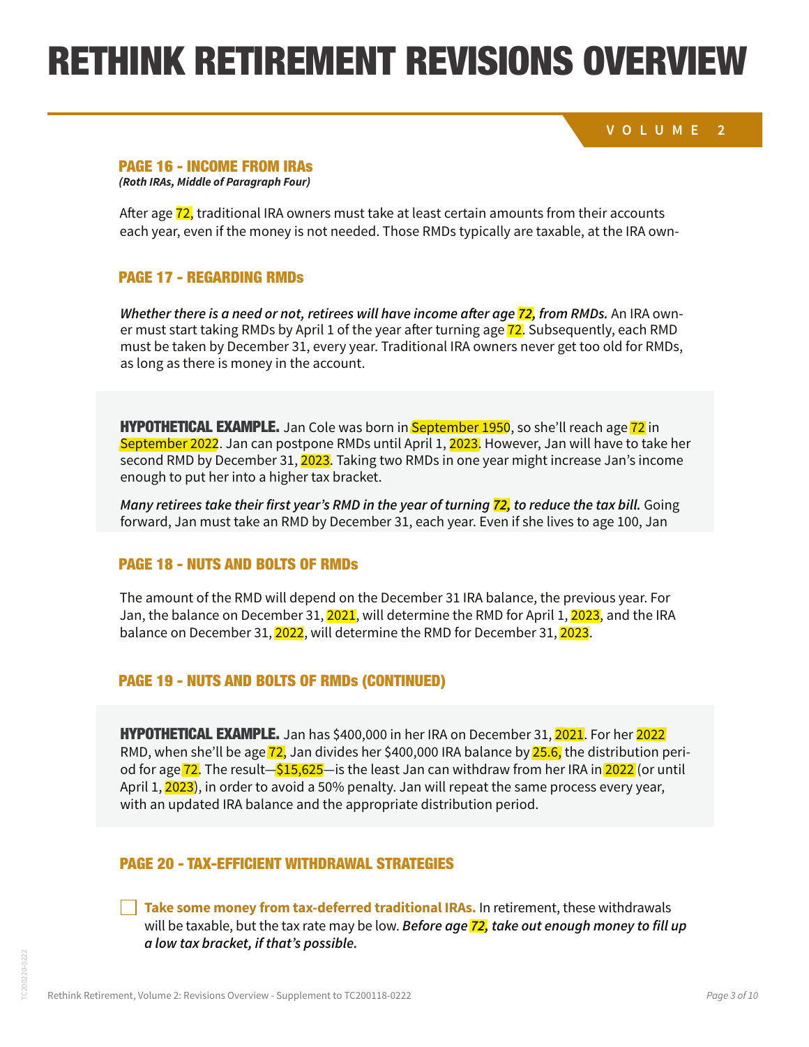# RETHINK RETIREMENT REVISIONS OVERVIEW

**VOLUME 2**

### PAGE 16 - INCOME FROM IRAs

***(Roth IRAs, Middle of Paragraph Four)***

After age 72, traditional IRA owners must take at least certain amounts from their accounts each year, even if the money is not needed. Those RMDs typically are taxable, at the IRA own-

### PAGE 17 - REGARDING RMDs

***Whether there is a need or not, retirees will have income after age 72, from RMDs.*** An IRA owner must start taking RMDs by April 1 of the year after turning age 72. Subsequently, each RMD must be taken by December 31, every year. Traditional IRA owners never get too old for RMDs, as long as there is money in the account.

**HYPOTHETICAL EXAMPLE.** Jan Cole was born in September 1950, so she'll reach age 72 in September 2022. Jan can postpone RMDs until April 1, 2023. However, Jan will have to take her second RMD by December 31, 2023. Taking two RMDs in one year might increase Jan's income enough to put her into a higher tax bracket.

***Many retirees take their first year's RMD in the year of turning 72, to reduce the tax bill.*** Going forward, Jan must take an RMD by December 31, each year. Even if she lives to age 100, Jan

### PAGE 18 - NUTS AND BOLTS OF RMDs

The amount of the RMD will depend on the December 31 IRA balance, the previous year. For Jan, the balance on December 31, 2021, will determine the RMD for April 1, 2023, and the IRA balance on December 31, 2022, will determine the RMD for December 31, 2023.

### PAGE 19 - NUTS AND BOLTS OF RMDs (CONTINUED)

**HYPOTHETICAL EXAMPLE.** Jan has $400,000 in her IRA on December 31, 2021. For her 2022 RMD, when she'll be age 72, Jan divides her $400,000 IRA balance by 25.6, the distribution period for age 72. The result—$15,625—is the least Jan can withdraw from her IRA in 2022 (or until April 1, 2023), in order to avoid a 50% penalty. Jan will repeat the same process every year, with an updated IRA balance and the appropriate distribution period.

### PAGE 20 - TAX-EFFICIENT WITHDRAWAL STRATEGIES

- [ ] **Take some money from tax-deferred traditional IRAs.** In retirement, these withdrawals will be taxable, but the tax rate may be low. ***Before age 72, take out enough money to fill up a low tax bracket, if that's possible.***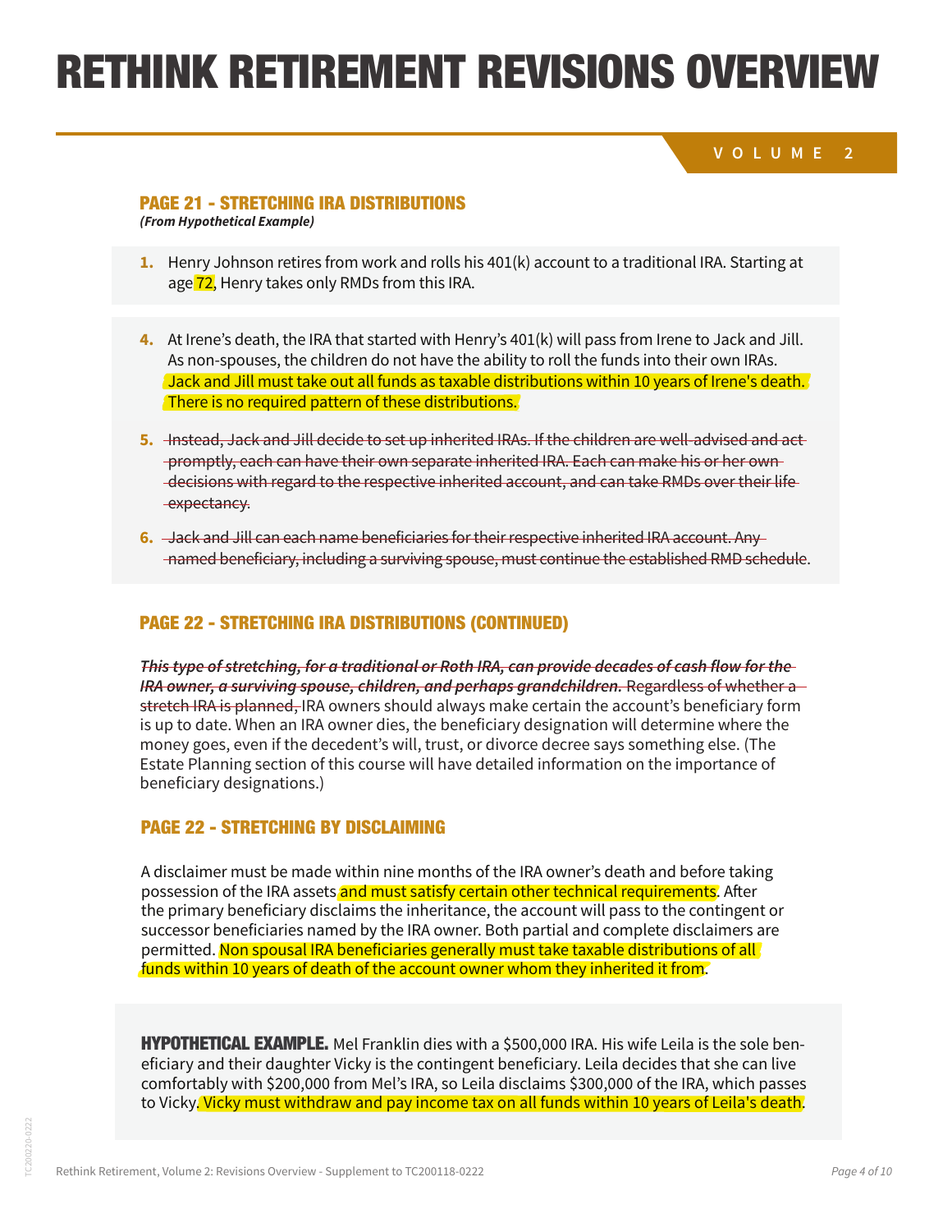# RETHINK RETIREMENT REVISIONS OVERVIEW

VOLUME 2

## PAGE 21 - STRETCHING IRA DISTRIBUTIONS

***(From Hypothetical Example)***

1. Henry Johnson retires from work and rolls his 401(k) account to a traditional IRA. Starting at age 72, Henry takes only RMDs from this IRA.

4. At Irene's death, the IRA that started with Henry's 401(k) will pass from Irene to Jack and Jill. As non-spouses, the children do not have the ability to roll the funds into their own IRAs. Jack and Jill must take out all funds as taxable distributions within 10 years of Irene's death. There is no required pattern of these distributions.

5. ~~Instead, Jack and Jill decide to set up inherited IRAs. If the children are well-advised and act promptly, each can have their own separate inherited IRA. Each can make his or her own decisions with regard to the respective inherited account, and can take RMDs over their life expectancy.~~

6. ~~Jack and Jill can each name beneficiaries for their respective inherited IRA account. Any named beneficiary, including a surviving spouse, must continue the established RMD schedule~~.

## PAGE 22 - STRETCHING IRA DISTRIBUTIONS (CONTINUED)

~~***This type of stretching, for a traditional or Roth IRA, can provide decades of cash flow for the IRA owner, a surviving spouse, children, and perhaps grandchildren.***~~ ~~Regardless of whether a stretch IRA is planned,~~ IRA owners should always make certain the account's beneficiary form is up to date. When an IRA owner dies, the beneficiary designation will determine where the money goes, even if the decedent's will, trust, or divorce decree says something else. (The Estate Planning section of this course will have detailed information on the importance of beneficiary designations.)

## PAGE 22 - STRETCHING BY DISCLAIMING

A disclaimer must be made within nine months of the IRA owner's death and before taking possession of the IRA assets and must satisfy certain other technical requirements. After the primary beneficiary disclaims the inheritance, the account will pass to the contingent or successor beneficiaries named by the IRA owner. Both partial and complete disclaimers are permitted. Non spousal IRA beneficiaries generally must take taxable distributions of all funds within 10 years of death of the account owner whom they inherited it from.

**HYPOTHETICAL EXAMPLE.** Mel Franklin dies with a $500,000 IRA. His wife Leila is the sole beneficiary and their daughter Vicky is the contingent beneficiary. Leila decides that she can live comfortably with $200,000 from Mel's IRA, so Leila disclaims $300,000 of the IRA, which passes to Vicky. Vicky must withdraw and pay income tax on all funds within 10 years of Leila's death.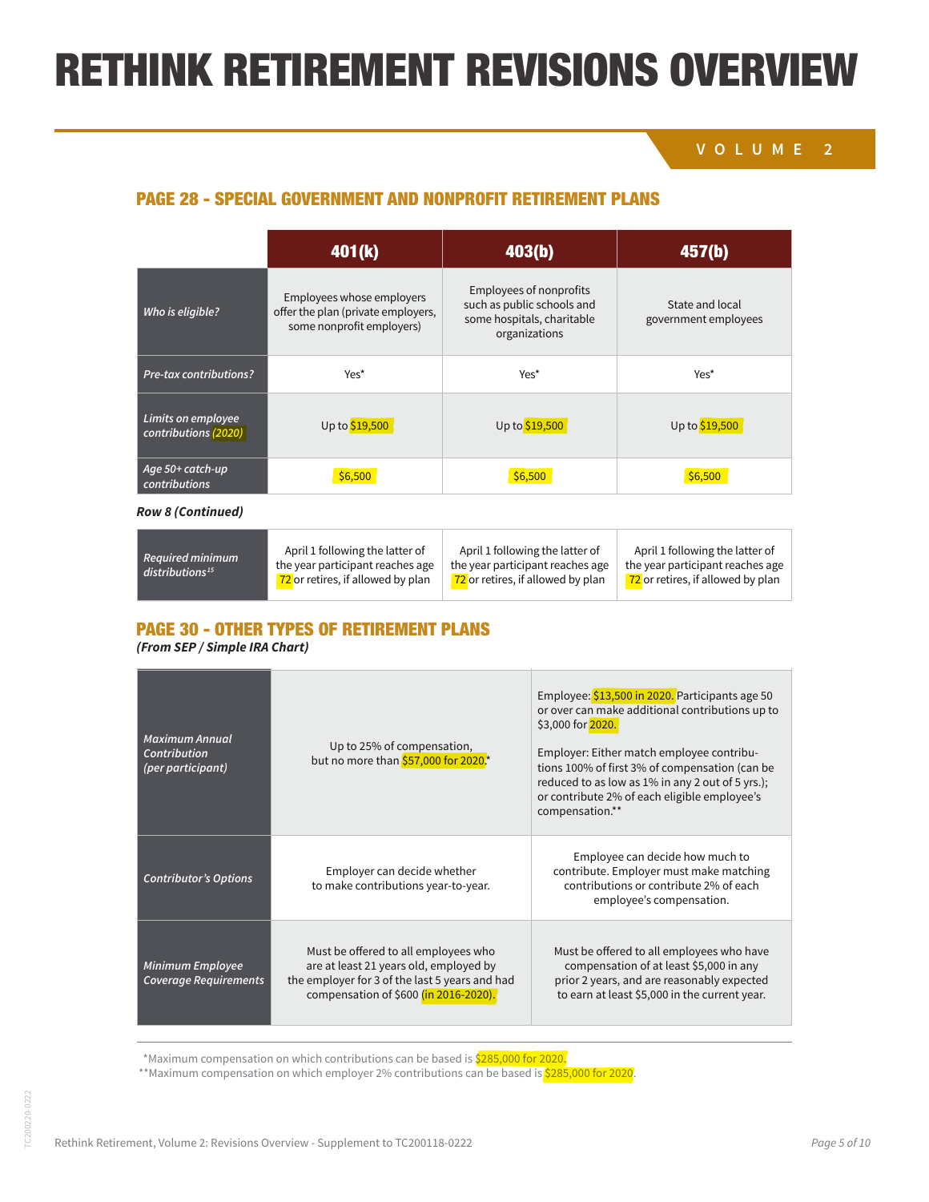# RETHINK RETIREMENT REVISIONS OVERVIEW

VOLUME 2

## PAGE 28 - SPECIAL GOVERNMENT AND NONPROFIT RETIREMENT PLANS

| | 401(k) | 403(b) | 457(b) |
|---|---|---|---|
| *Who is eligible?* | Employees whose employers offer the plan (private employers, some nonprofit employers) | Employees of nonprofits such as public schools and some hospitals, charitable organizations | State and local government employees |
| *Pre-tax contributions?* | Yes* | Yes* | Yes* |
| *Limits on employee contributions (2020)* | Up to $19,500 | Up to $19,500 | Up to $19,500 |
| *Age 50+ catch-up contributions* | $6,500 | $6,500 | $6,500 |

***Row 8 (Continued)***

| | | | |
|---|---|---|---|
| *Required minimum distributions[15]* | April 1 following the latter of the year participant reaches age 72 or retires, if allowed by plan | April 1 following the latter of the year participant reaches age 72 or retires, if allowed by plan | April 1 following the latter of the year participant reaches age 72 or retires, if allowed by plan |

## PAGE 30 - OTHER TYPES OF RETIREMENT PLANS

***(From SEP / Simple IRA Chart)***

| | | |
|---|---|---|
| *Maximum Annual Contribution (per participant)* | Up to 25% of compensation, but no more than $57,000 for 2020.* | Employee: $13,500 in 2020. Participants age 50 or over can make additional contributions up to $3,000 for 2020.<br><br>Employer: Either match employee contributions 100% of first 3% of compensation (can be reduced to as low as 1% in any 2 out of 5 yrs.); or contribute 2% of each eligible employee's compensation.** |
| *Contributor's Options* | Employer can decide whether to make contributions year-to-year. | Employee can decide how much to contribute. Employer must make matching contributions or contribute 2% of each employee's compensation. |
| *Minimum Employee Coverage Requirements* | Must be offered to all employees who are at least 21 years old, employed by the employer for 3 of the last 5 years and had compensation of $600 (in 2016-2020). | Must be offered to all employees who have compensation of at least $5,000 in any prior 2 years, and are reasonably expected to earn at least $5,000 in the current year. |

*Maximum compensation on which contributions can be based is $285,000 for 2020.

**Maximum compensation on which employer 2% contributions can be based is $285,000 for 2020.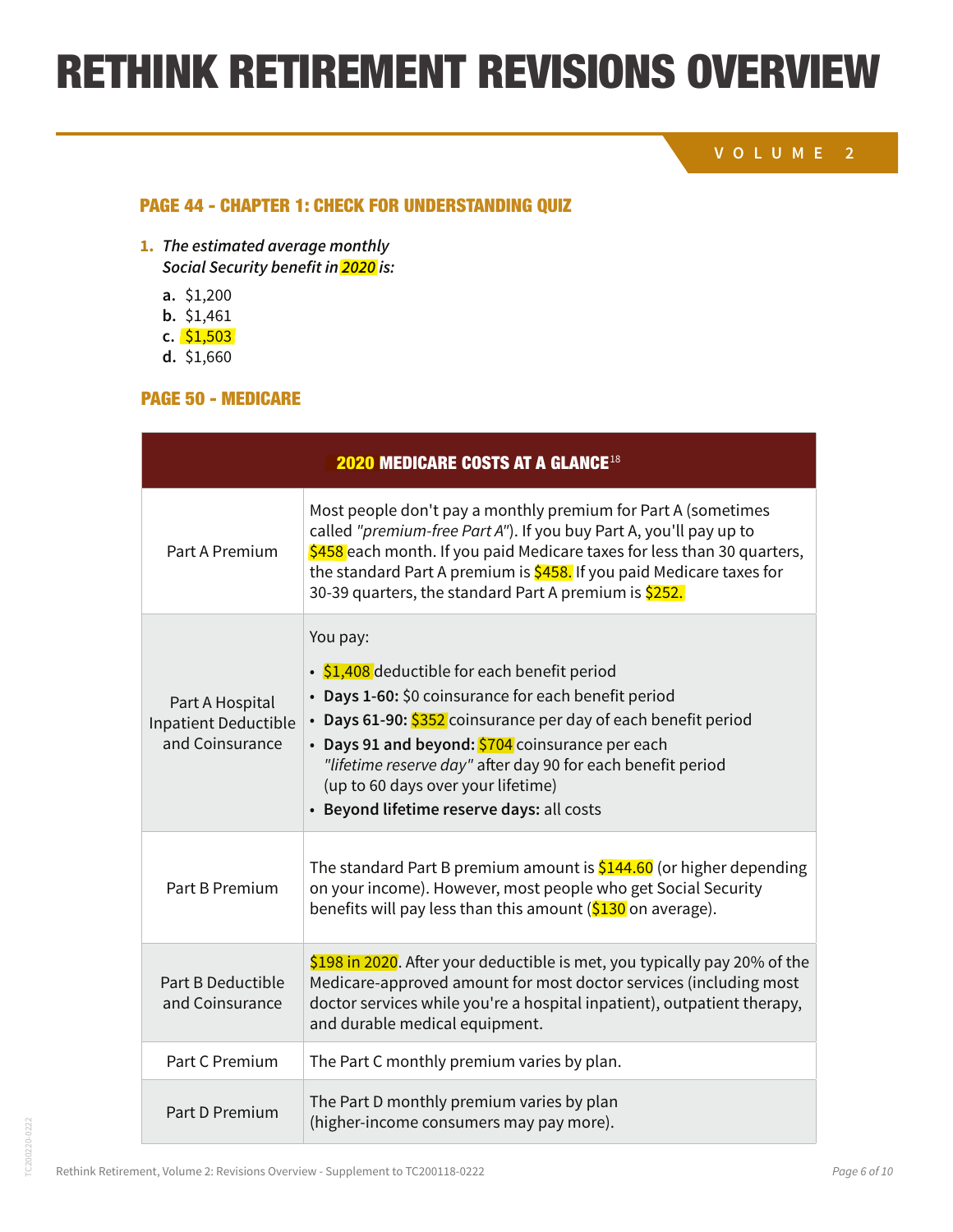# RETHINK RETIREMENT REVISIONS OVERVIEW

VOLUME 2

### PAGE 44 - CHAPTER 1: CHECK FOR UNDERSTANDING QUIZ

1. *The estimated average monthly Social Security benefit in 2020 is:*

   a. $1,200
   b. $1,461
   c. $1,503
   d. $1,660

### PAGE 50 - MEDICARE

| 2020 MEDICARE COSTS AT A GLANCE[18] | |
|---|---|
| Part A Premium | Most people don't pay a monthly premium for Part A (sometimes called *"premium-free Part A"*). If you buy Part A, you'll pay up to $458 each month. If you paid Medicare taxes for less than 30 quarters, the standard Part A premium is $458. If you paid Medicare taxes for 30-39 quarters, the standard Part A premium is $252. |
| Part A Hospital Inpatient Deductible and Coinsurance | You pay:<br>• $1,408 deductible for each benefit period<br>• **Days 1-60:** $0 coinsurance for each benefit period<br>• **Days 61-90:** $352 coinsurance per day of each benefit period<br>• **Days 91 and beyond:** $704 coinsurance per each *"lifetime reserve day"* after day 90 for each benefit period (up to 60 days over your lifetime)<br>• **Beyond lifetime reserve days:** all costs |
| Part B Premium | The standard Part B premium amount is $144.60 (or higher depending on your income). However, most people who get Social Security benefits will pay less than this amount ($130 on average). |
| Part B Deductible and Coinsurance | $198 in 2020. After your deductible is met, you typically pay 20% of the Medicare-approved amount for most doctor services (including most doctor services while you're a hospital inpatient), outpatient therapy, and durable medical equipment. |
| Part C Premium | The Part C monthly premium varies by plan. |
| Part D Premium | The Part D monthly premium varies by plan (higher-income consumers may pay more). |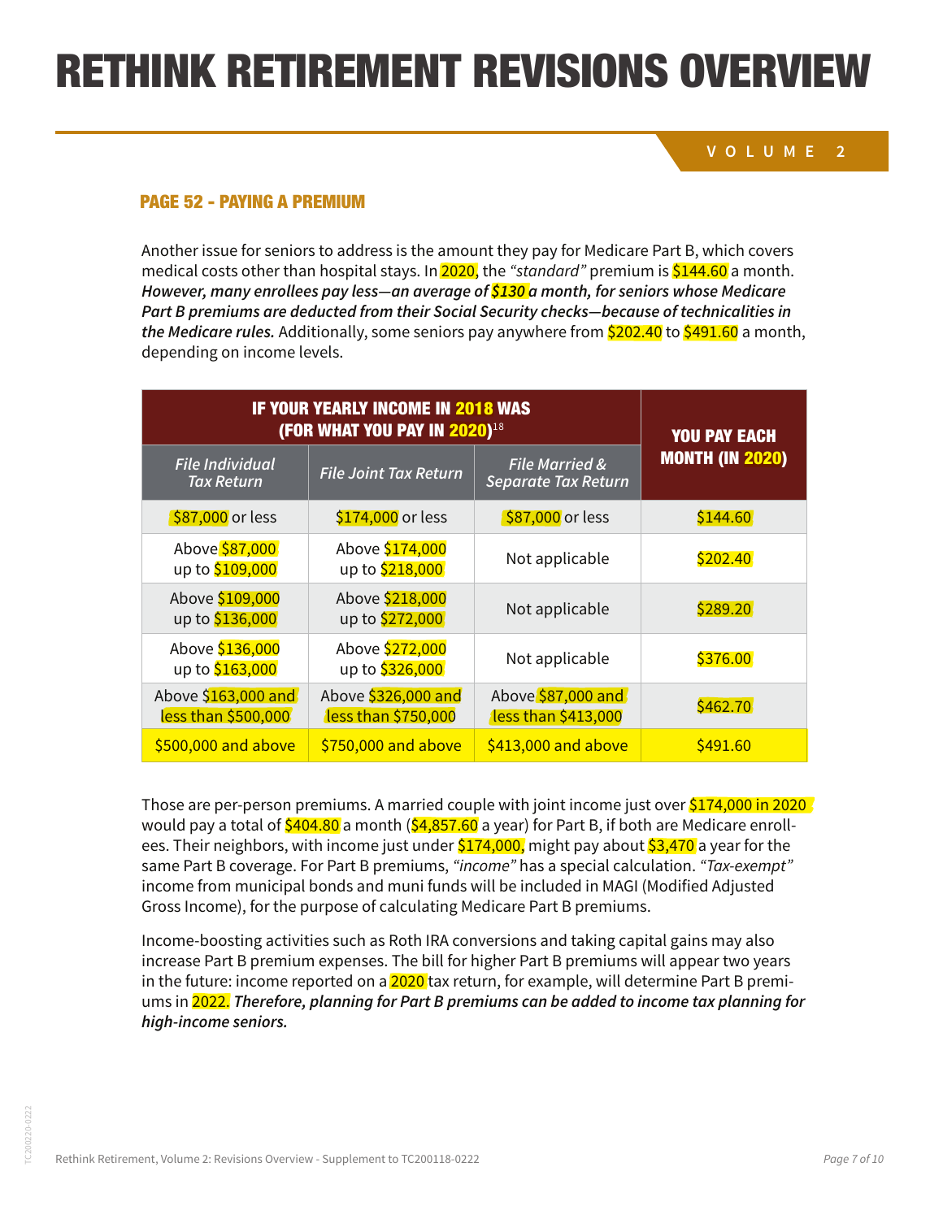#### RETHINK RETIREMENT REVISIONS OVERVIEW

VOLUME 2

### PAGE 52 - PAYING A PREMIUM

Another issue for seniors to address is the amount they pay for Medicare Part B, which covers medical costs other than hospital stays. In 2020, the *"standard"* premium is $144.60 a month. ***However, many enrollees pay less—an average of $130 a month, for seniors whose Medicare Part B premiums are deducted from their Social Security checks—because of technicalities in the Medicare rules.*** Additionally, some seniors pay anywhere from $202.40 to $491.60 a month, depending on income levels.

| IF YOUR YEARLY INCOME IN 2018 WAS (FOR WHAT YOU PAY IN 2020)[18] | | | YOU PAY EACH MONTH (IN 2020) |
|---|---|---|---|
| *File Individual Tax Return* | *File Joint Tax Return* | *File Married & Separate Tax Return* | |
| $87,000 or less | $174,000 or less | $87,000 or less | $144.60 |
| Above $87,000 up to $109,000 | Above $174,000 up to $218,000 | Not applicable | $202.40 |
| Above $109,000 up to $136,000 | Above $218,000 up to $272,000 | Not applicable | $289.20 |
| Above $136,000 up to $163,000 | Above $272,000 up to $326,000 | Not applicable | $376.00 |
| Above $163,000 and less than $500,000 | Above $326,000 and less than $750,000 | Above $87,000 and less than $413,000 | $462.70 |
| $500,000 and above | $750,000 and above | $413,000 and above | $491.60 |

Those are per-person premiums. A married couple with joint income just over $174,000 in 2020 would pay a total of $404.80 a month ($4,857.60 a year) for Part B, if both are Medicare enrollees. Their neighbors, with income just under $174,000, might pay about $3,470 a year for the same Part B coverage. For Part B premiums, *"income"* has a special calculation. *"Tax-exempt"* income from municipal bonds and muni funds will be included in MAGI (Modified Adjusted Gross Income), for the purpose of calculating Medicare Part B premiums.

Income-boosting activities such as Roth IRA conversions and taking capital gains may also increase Part B premium expenses. The bill for higher Part B premiums will appear two years in the future: income reported on a 2020 tax return, for example, will determine Part B premiums in 2022. ***Therefore, planning for Part B premiums can be added to income tax planning for high-income seniors.***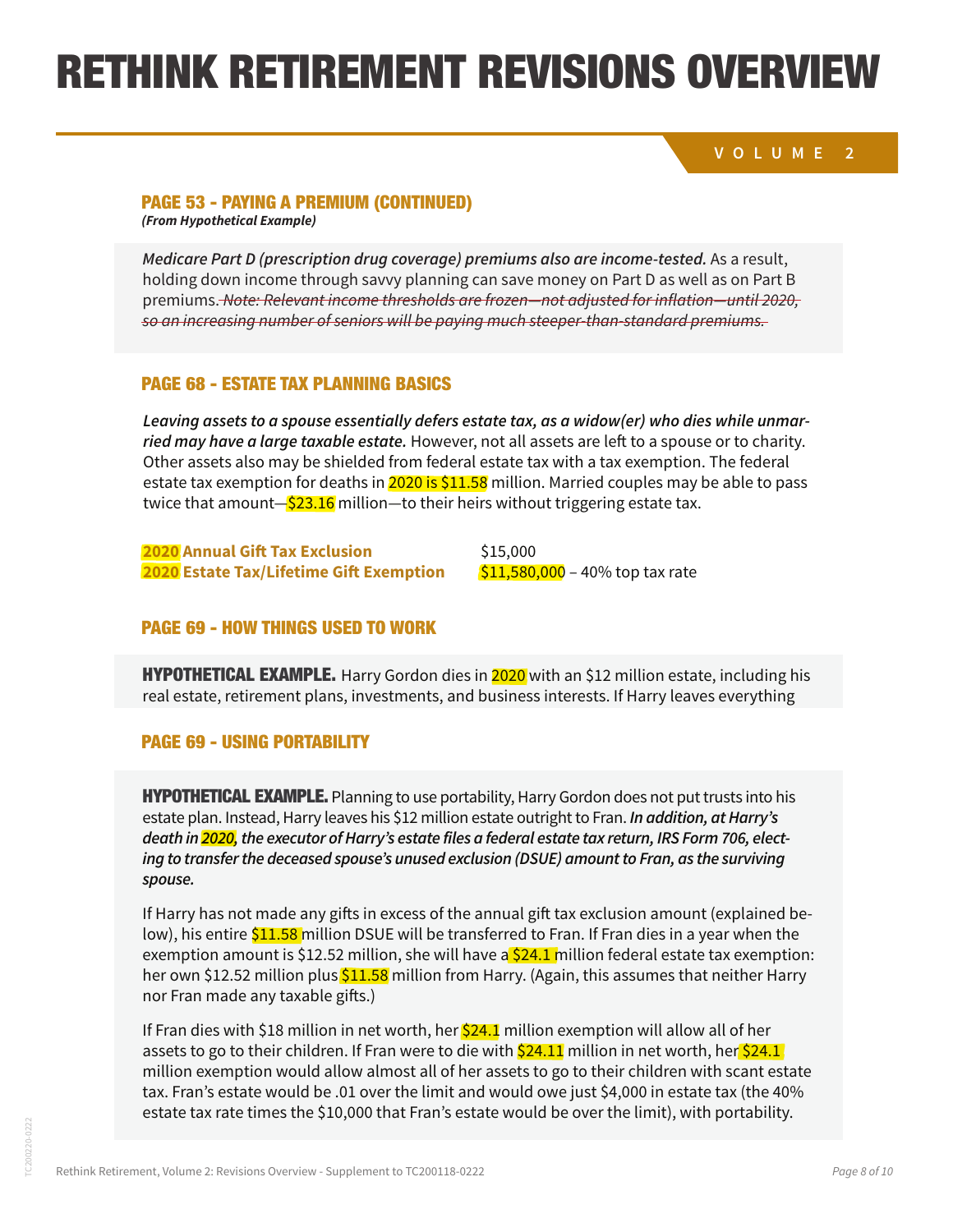# RETHINK RETIREMENT REVISIONS OVERVIEW

**VOLUME 2**

### PAGE 53 - PAYING A PREMIUM (CONTINUED)

***(From Hypothetical Example)***

***Medicare Part D (prescription drug coverage) premiums also are income-tested.*** As a result, holding down income through savvy planning can save money on Part D as well as on Part B premiums. ~~*Note: Relevant income thresholds are frozen—not adjusted for inflation—until 2020, so an increasing number of seniors will be paying much steeper-than-standard premiums.*~~

### PAGE 68 - ESTATE TAX PLANNING BASICS

***Leaving assets to a spouse essentially defers estate tax, as a widow(er) who dies while unmarried may have a large taxable estate.*** However, not all assets are left to a spouse or to charity. Other assets also may be shielded from federal estate tax with a tax exemption. The federal estate tax exemption for deaths in 2020 is $11.58 million. Married couples may be able to pass twice that amount—$23.16 million—to their heirs without triggering estate tax.

| | |
|---|---|
| **2020 Annual Gift Tax Exclusion** | $15,000 |
| **2020 Estate Tax/Lifetime Gift Exemption** | $11,580,000 – 40% top tax rate |

### PAGE 69 - HOW THINGS USED TO WORK

**HYPOTHETICAL EXAMPLE.** Harry Gordon dies in 2020 with an $12 million estate, including his real estate, retirement plans, investments, and business interests. If Harry leaves everything

### PAGE 69 - USING PORTABILITY

**HYPOTHETICAL EXAMPLE.** Planning to use portability, Harry Gordon does not put trusts into his estate plan. Instead, Harry leaves his $12 million estate outright to Fran. ***In addition, at Harry's death in 2020, the executor of Harry's estate files a federal estate tax return, IRS Form 706, electing to transfer the deceased spouse's unused exclusion (DSUE) amount to Fran, as the surviving spouse.***

If Harry has not made any gifts in excess of the annual gift tax exclusion amount (explained below), his entire $11.58 million DSUE will be transferred to Fran. If Fran dies in a year when the exemption amount is $12.52 million, she will have a $24.1 million federal estate tax exemption: her own $12.52 million plus $11.58 million from Harry. (Again, this assumes that neither Harry nor Fran made any taxable gifts.)

If Fran dies with $18 million in net worth, her $24.1 million exemption will allow all of her assets to go to their children. If Fran were to die with $24.11 million in net worth, her $24.1 million exemption would allow almost all of her assets to go to their children with scant estate tax. Fran's estate would be .01 over the limit and would owe just $4,000 in estate tax (the 40% estate tax rate times the $10,000 that Fran's estate would be over the limit), with portability.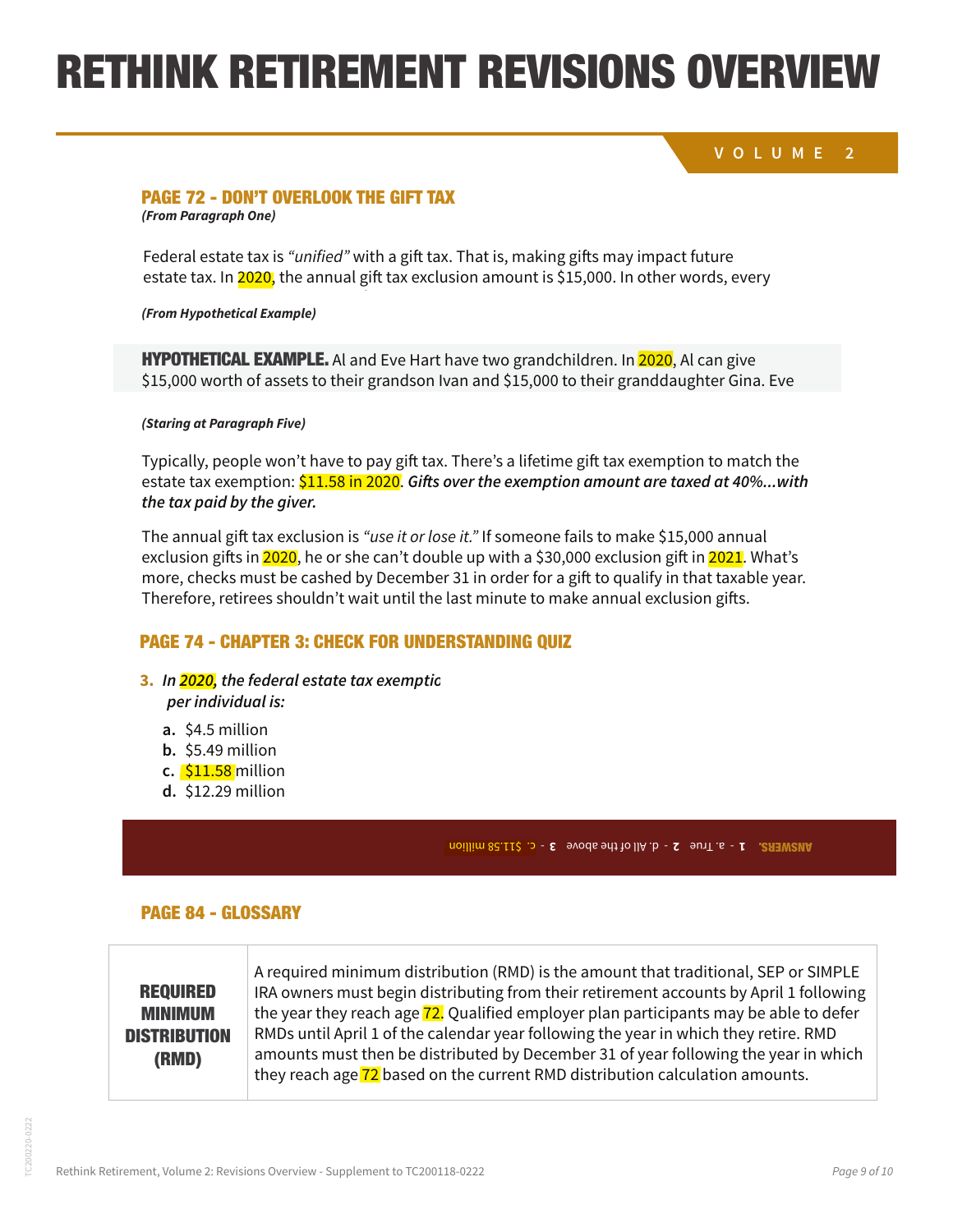# RETHINK RETIREMENT REVISIONS OVERVIEW

VOLUME 2

## PAGE 72 - DON'T OVERLOOK THE GIFT TAX

***(From Paragraph One)***

Federal estate tax is *"unified"* with a gift tax. That is, making gifts may impact future estate tax. In 2020, the annual gift tax exclusion amount is $15,000. In other words, every

***(From Hypothetical Example)***

**HYPOTHETICAL EXAMPLE.** Al and Eve Hart have two grandchildren. In 2020, Al can give $15,000 worth of assets to their grandson Ivan and $15,000 to their granddaughter Gina. Eve

***(Staring at Paragraph Five)***

Typically, people won't have to pay gift tax. There's a lifetime gift tax exemption to match the estate tax exemption: $11.58 in 2020. ***Gifts over the exemption amount are taxed at 40%...with the tax paid by the giver.***

The annual gift tax exclusion is *"use it or lose it."* If someone fails to make $15,000 annual exclusion gifts in 2020, he or she can't double up with a $30,000 exclusion gift in 2021. What's more, checks must be cashed by December 31 in order for a gift to qualify in that taxable year. Therefore, retirees shouldn't wait until the last minute to make annual exclusion gifts.

## PAGE 74 - CHAPTER 3: CHECK FOR UNDERSTANDING QUIZ

**3.** ***In 2020, the federal estate tax exemptic per individual is:***

- **a.** $4.5 million
- **b.** $5.49 million
- **c.** $11.58 million
- **d.** $12.29 million

**ANSWERS.** **1** - a. True **2** - d. All of the above **3** - c. $11.58 million

## PAGE 84 - GLOSSARY

| | |
|---|---|
| **REQUIRED MINIMUM DISTRIBUTION (RMD)** | A required minimum distribution (RMD) is the amount that traditional, SEP or SIMPLE IRA owners must begin distributing from their retirement accounts by April 1 following the year they reach age 72. Qualified employer plan participants may be able to defer RMDs until April 1 of the calendar year following the year in which they retire. RMD amounts must then be distributed by December 31 of year following the year in which they reach age 72 based on the current RMD distribution calculation amounts. |

Rethink Retirement, Volume 2: Revisions Overview - Supplement to TC200118-0222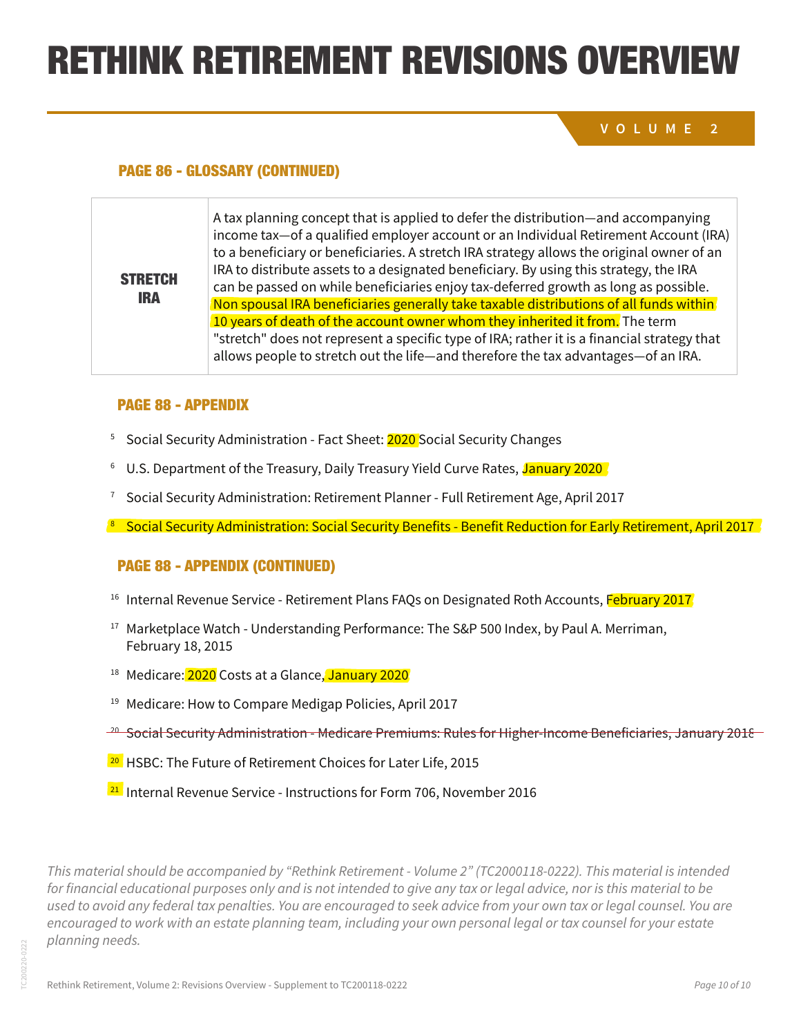# RETHINK RETIREMENT REVISIONS OVERVIEW

VOLUME 2

### PAGE 86 - GLOSSARY (CONTINUED)

| | |
|---|---|
| **STRETCH IRA** | A tax planning concept that is applied to defer the distribution—and accompanying income tax—of a qualified employer account or an Individual Retirement Account (IRA) to a beneficiary or beneficiaries. A stretch IRA strategy allows the original owner of an IRA to distribute assets to a designated beneficiary. By using this strategy, the IRA can be passed on while beneficiaries enjoy tax-deferred growth as long as possible. Non spousal IRA beneficiaries generally take taxable distributions of all funds within 10 years of death of the account owner whom they inherited it from. The term "stretch" does not represent a specific type of IRA; rather it is a financial strategy that allows people to stretch out the life—and therefore the tax advantages—of an IRA. |

### PAGE 88 - APPENDIX

[5] Social Security Administration - Fact Sheet: 2020 Social Security Changes

[6] U.S. Department of the Treasury, Daily Treasury Yield Curve Rates, January 2020

[7] Social Security Administration: Retirement Planner - Full Retirement Age, April 2017

[8] Social Security Administration: Social Security Benefits - Benefit Reduction for Early Retirement, April 2017

### PAGE 88 - APPENDIX (CONTINUED)

[16] Internal Revenue Service - Retirement Plans FAQs on Designated Roth Accounts, February 2017

[17] Marketplace Watch - Understanding Performance: The S&P 500 Index, by Paul A. Merriman, February 18, 2015

[18] Medicare: 2020 Costs at a Glance, January 2020

[19] Medicare: How to Compare Medigap Policies, April 2017

~~[20] Social Security Administration - Medicare Premiums: Rules for Higher-Income Beneficiaries, January 2018~~

[20] HSBC: The Future of Retirement Choices for Later Life, 2015

[21] Internal Revenue Service - Instructions for Form 706, November 2016

*This material should be accompanied by "Rethink Retirement - Volume 2" (TC2000118-0222). This material is intended for financial educational purposes only and is not intended to give any tax or legal advice, nor is this material to be used to avoid any federal tax penalties. You are encouraged to seek advice from your own tax or legal counsel. You are encouraged to work with an estate planning team, including your own personal legal or tax counsel for your estate planning needs.*